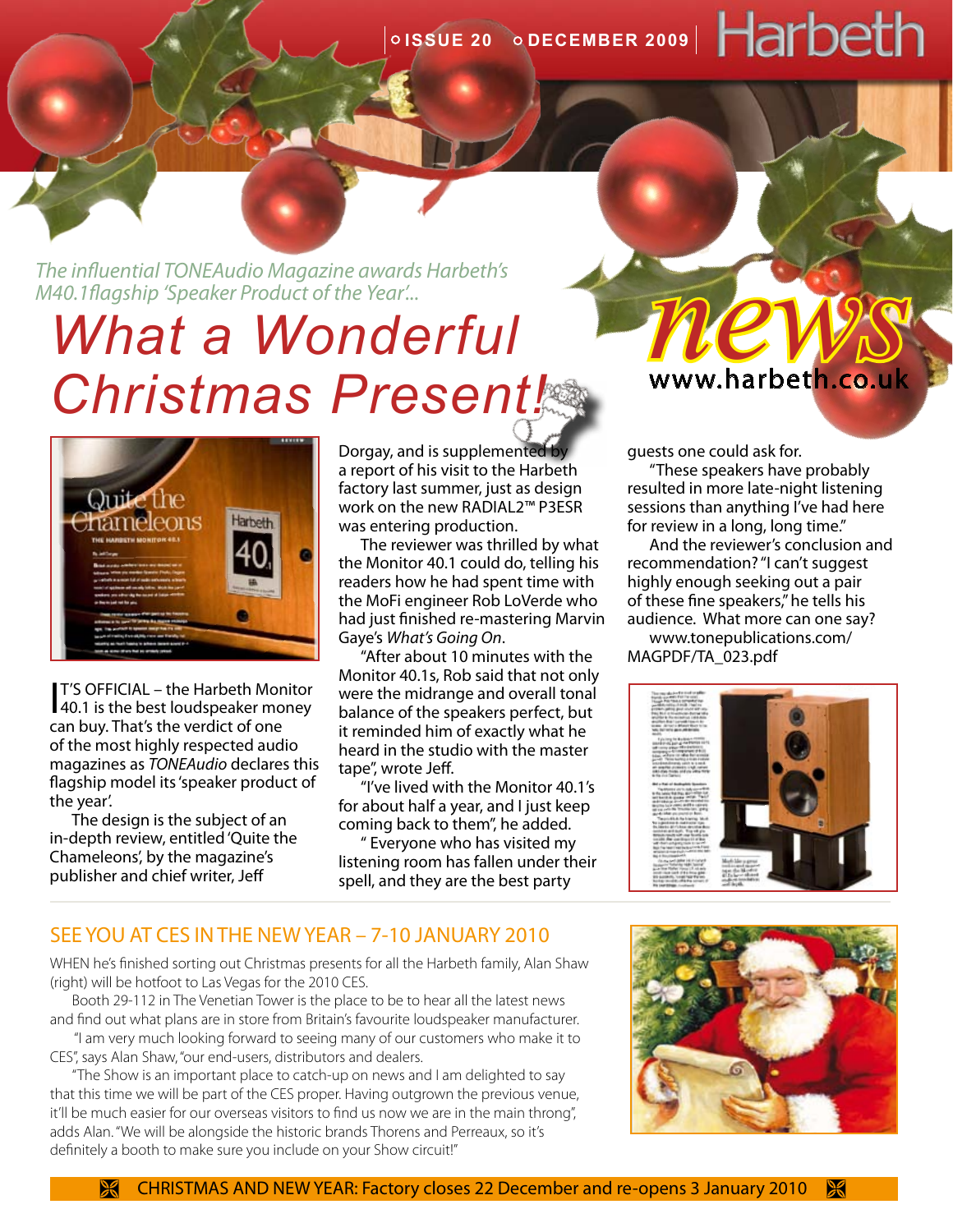# Harbeth news

www.harbeth.co.uk

ISSUE 20 DECEMBER 2009

*The influential TONEAudio Magazine awards Harbeth's M40.1flagship 'Speaker Product of the Year'...*

## What a Wonderful Christmas Present!

IT'S OFFICIAL – the Harbeth Monitor 40.1 is the best loudspeaker money can buy. That's the verdict of one of the most highly respected audio magazines as *TONEAudio* declares this flagship model its 'speaker product of the year'.

The design is the subject of an in-depth review, entitled 'Quite the Chameleons', by the magazine's publisher and chief writer, Jeff Dorgay, and is supplemented by a report of his visit to the Harbeth factory last summer, just as design work on the new RADIAL2™ P3ESR was entering production.

The reviewer was thrilled by what the Monitor 40.1 could do, telling his readers how he had spent time with the MoFi engineer Rob LoVerde who had just finished re-mastering Marvin Gaye's *What's Going On*.

"After about 10 minutes with the Monitor 40.1s, Rob said that not only were the midrange and overall tonal balance of the speakers perfect, but it reminded him of exactly what he heard in the studio with the master tape", wrote Jeff.

"I've lived with the Monitor 40.1's for about half a year, and I just keep coming back to them", he added.

" Everyone who has visited my listening room has fallen under their spell, and they are the best party guests one could ask for.

"These speakers have probably resulted in more late-night listening sessions than anything I've had here for review in a long, long time."

And the reviewer's conclusion and recommendation? "I can't suggest highly enough seeking out a pair of these fine speakers," he tells his audience. What more can one say?

www.tonepublications.com/MAGPDF/TA_023.pdf

## SEE YOU AT CES IN THE NEW YEAR – 7-10 JANUARY 2010

WHEN he's finished sorting out Christmas presents for all the Harbeth family, Alan Shaw (right) will be hotfoot to Las Vegas for the 2010 CES.

Booth 29-112 in The Venetian Tower is the place to be to hear all the latest news and find out what plans are in store from Britain's favourite loudspeaker manufacturer.

"I am very much looking forward to seeing many of our customers who make it to CES", says Alan Shaw, "our end-users, distributors and dealers.

"The Show is an important place to catch-up on news and I am delighted to say that this time we will be part of the CES proper. Having outgrown the previous venue, it'll be much easier for our overseas visitors to find us now we are in the main throng", adds Alan. "We will be alongside the historic brands Thorens and Perreaux, so it's definitely a booth to make sure you include on your Show circuit!"

**CHRISTMAS AND NEW YEAR: Factory closes 22 December and re-opens 3 January 2010**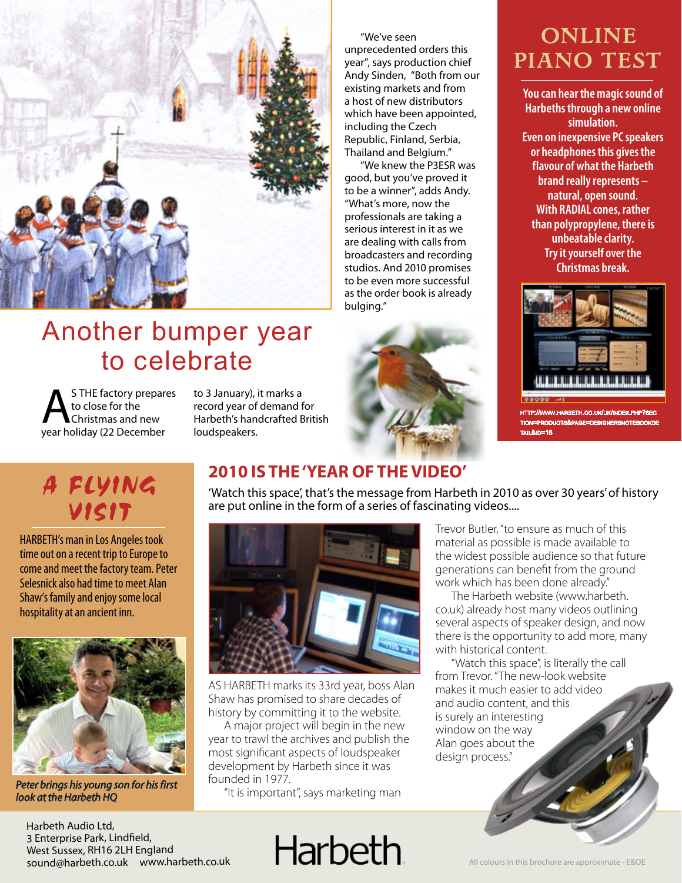# Another bumper year to celebrate

AS THE factory prepares to close for the Christmas and new year holiday (22 December to 3 January), it marks a record year of demand for Harbeth's handcrafted British loudspeakers.

"We've seen unprecedented orders this year", says production chief Andy Sinden, "Both from our existing markets and from a host of new distributors which have been appointed, including the Czech Republic, Finland, Serbia, Thailand and Belgium."

"We knew the P3ESR was good, but you've proved it to be a winner", adds Andy. "What's more, now the professionals are taking a serious interest in it as we are dealing with calls from broadcasters and recording studios. And 2010 promises to be even more successful as the order book is already bulging."

## ONLINE PIANO TEST

**You can hear the magic sound of Harbeths through a new online simulation. Even on inexpensive PC speakers or headphones this gives the flavour of what the Harbeth brand really represents – natural, open sound. With RADIAL cones, rather than polypropylene, there is unbeatable clarity. Try it yourself over the Christmas break.**

HTTP://WWW.HARBETH.CO.UK/UK/INDEX.PHP?SECTION=PRODUCTS&PAGE=DESIGNERSNOTEBOOKDETAIL&ID=16

## A FLYING VISIT

HARBETH's man in Los Angeles took time out on a recent trip to Europe to come and meet the factory team. Peter Selesnick also had time to meet Alan Shaw's family and enjoy some local hospitality at an ancient inn.

*Peter brings his young son for his first look at the Harbeth HQ*

## 2010 IS THE 'YEAR OF THE VIDEO'

'Watch this space', that's the message from Harbeth in 2010 as over 30 years' of history are put online in the form of a series of fascinating videos....

AS HARBETH marks its 33rd year, boss Alan Shaw has promised to share decades of history by committing it to the website.

A major project will begin in the new year to trawl the archives and publish the most significant aspects of loudspeaker development by Harbeth since it was founded in 1977.

"It is important", says marketing man Trevor Butler, "to ensure as much of this material as possible is made available to the widest possible audience so that future generations can benefit from the ground work which has been done already."

The Harbeth website (www.harbeth.co.uk) already host many videos outlining several aspects of speaker design, and now there is the opportunity to add more, many with historical content.

"Watch this space", is literally the call from Trevor. "The new-look website makes it much easier to add video and audio content, and this is surely an interesting window on the way Alan goes about the design process."

Harbeth Audio Ltd,
3 Enterprise Park, Lindfield,
West Sussex, RH16 2LH England
sound@harbeth.co.uk www.harbeth.co.uk

Harbeth

All colours in this brochure are approximate - E&OE